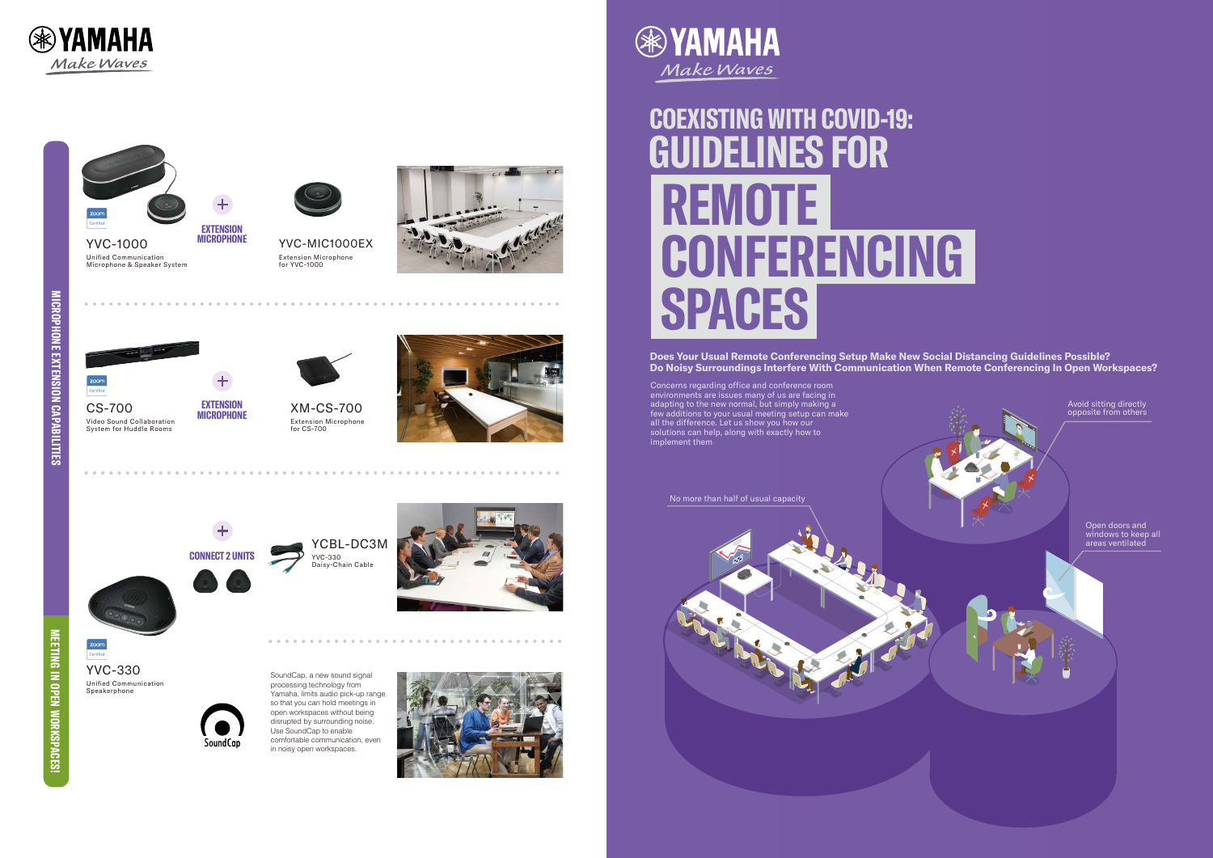# COEXISTING WITH COVID-19: GUIDELINES FOR REMOTE CONFERENCING SPACES

**Does Your Usual Remote Conferencing Setup Make New Social Distancing Guidelines Possible? Do Noisy Surroundings Interfere With Communication When Remote Conferencing In Open Workspaces?**

Concerns regarding office and conference room environments are issues many of us are facing in adapting to the new normal, but simply making a few additions to your usual meeting setup can make all the difference. Let us show you how our solutions can help, along with exactly how to implement them

- Avoid sitting directly opposite from others
- No more than half of usual capacity
- Open doors and windows to keep all areas ventilated

## MICROPHONE EXTENSION CAPABILITIES

**YVC-1000**
Unified Communication Microphone & Speaker System

+ **EXTENSION MICROPHONE**

**YVC-MIC1000EX**
Extension Microphone for YVC-1000

**CS-700**
Video Sound Collaboration System for Huddle Rooms

+ **EXTENSION MICROPHONE**

**XM-CS-700**
Extension Microphone for CS-700

**YVC-330**
Unified Communication Speakerphone

+ **CONNECT 2 UNITS**

**YCBL-DC3M**
YVC-330 Daisy-Chain Cable

## MEETING IN OPEN WORKSPACES!

SoundCap, a new sound signal processing technology from Yamaha, limits audio pick-up range so that you can hold meetings in open workspaces without being disrupted by surrounding noise. Use SoundCap to enable comfortable communication, even in noisy open workspaces.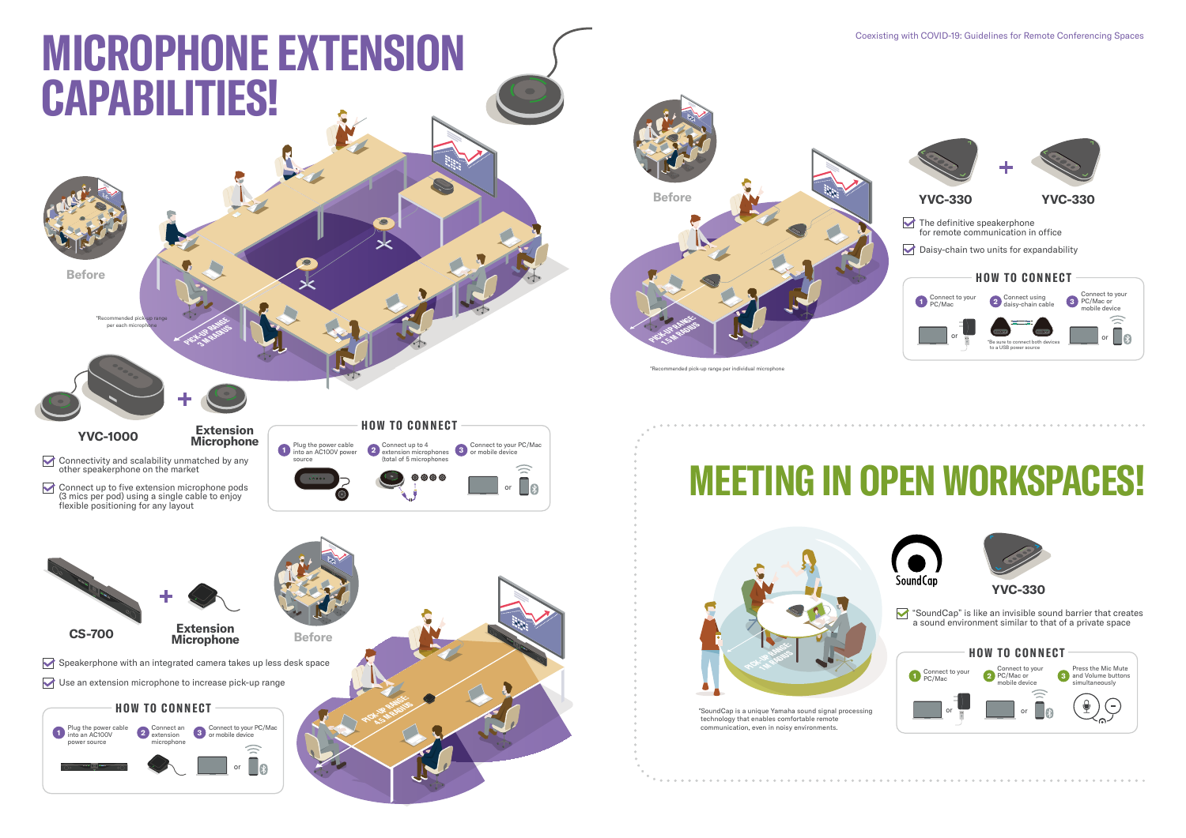# MICROPHONE EXTENSION CAPABILITIES!

Before

*Recommended pick-up range per each microphone

PICK-UP RANGE 3 M RADIUS

## YVC-1000 + Extension Microphone

- Connectivity and scalability unmatched by any other speakerphone on the market
- Connect up to five extension microphone pods (3 mics per pod) using a single cable to enjoy flexible positioning for any layout

### HOW TO CONNECT

1. Plug the power cable into an AC100V power source
2. Connect up to 4 extension microphones (total of 5 microphones)
3. Connect to your PC/Mac or mobile device

## CS-700 + Extension Microphone

Before

PICK-UP RANGE 4.5 M RADIUS

- Speakerphone with an integrated camera takes up less desk space
- Use an extension microphone to increase pick-up range

### HOW TO CONNECT

1. Plug the power cable into an AC100V power source
2. Connect an extension microphone
3. Connect to your PC/Mac or mobile device

## YVC-330 + YVC-330

Before

PICK-UP RANGE 1.5 M RADIUS

*Recommended pick-up range per individual microphone

- The definitive speakerphone for remote communication in office
- Daisy-chain two units for expandability

### HOW TO CONNECT

1. Connect to your PC/Mac
2. Connect using daisy-chain cable
3. Connect to your PC/Mac or mobile device

*Be sure to connect both devices to a USB power source

# MEETING IN OPEN WORKSPACES!

PICK-UP RANGE 1M RADIUS

*SoundCap is a unique Yamaha sound signal processing technology that enables comfortable remote communication, even in noisy environments.

## SoundCap + YVC-330

- "SoundCap" is like an invisible sound barrier that creates a sound environment similar to that of a private space

### HOW TO CONNECT

1. Connect to your PC/Mac
2. Connect to your PC/Mac or mobile device
3. Press the Mic Mute and Volume buttons simultaneously